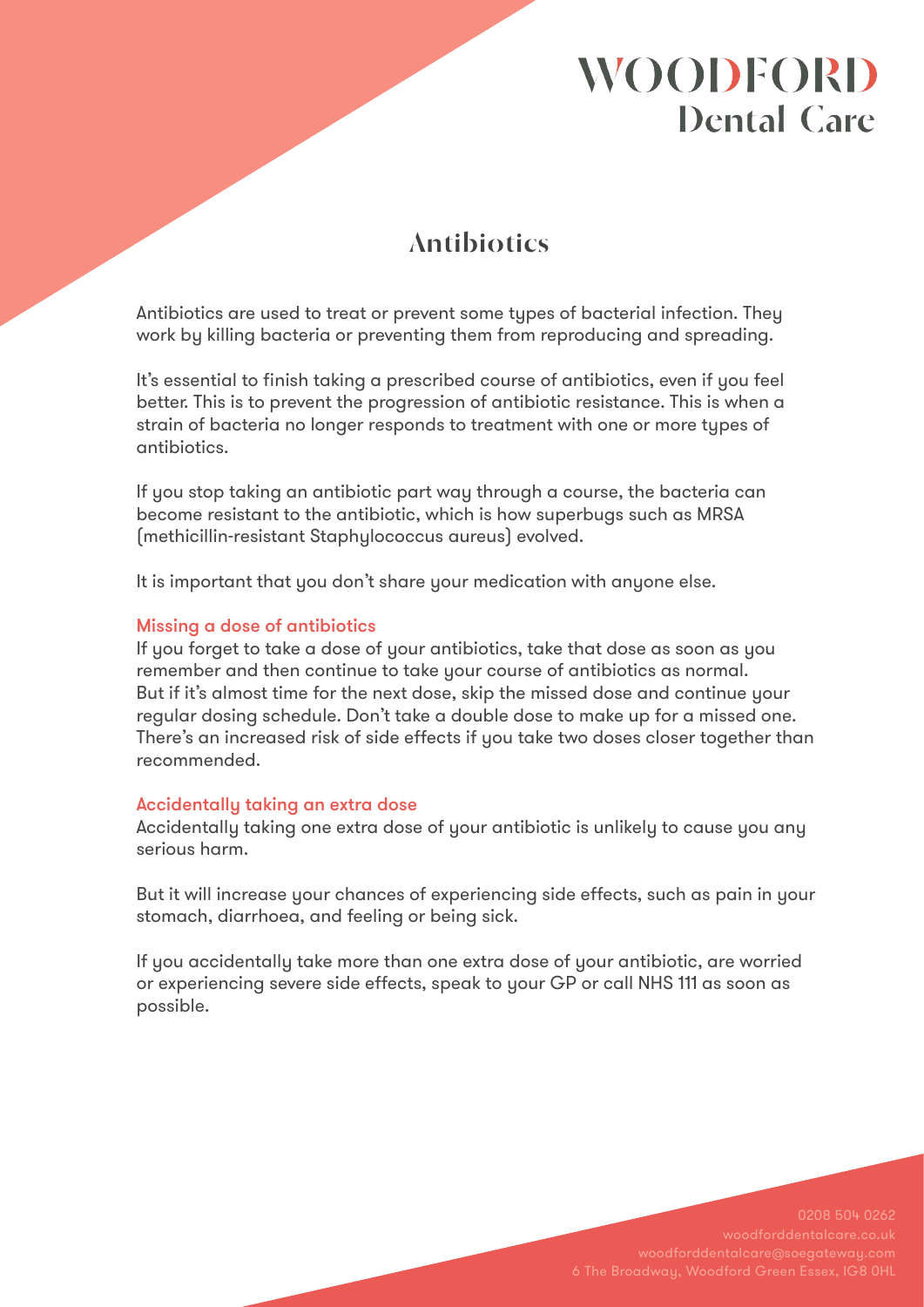# WOODFORD Dental Care

## Antibiotics

Antibiotics are used to treat or prevent some types of bacterial infection. They work by killing bacteria or preventing them from reproducing and spreading.

It's essential to finish taking a prescribed course of antibiotics, even if you feel better. This is to prevent the progression of antibiotic resistance. This is when a strain of bacteria no longer responds to treatment with one or more types of antibiotics.

If you stop taking an antibiotic part way through a course, the bacteria can become resistant to the antibiotic, which is how superbugs such as MRSA (methicillin-resistant Staphylococcus aureus) evolved.

It is important that you don't share your medication with anyone else.

### Missing a dose of antibiotics

If you forget to take a dose of your antibiotics, take that dose as soon as you remember and then continue to take your course of antibiotics as normal. But if it's almost time for the next dose, skip the missed dose and continue your regular dosing schedule. Don't take a double dose to make up for a missed one. There's an increased risk of side effects if you take two doses closer together than recommended.

### Accidentally taking an extra dose

Accidentally taking one extra dose of your antibiotic is unlikely to cause you any serious harm.

But it will increase your chances of experiencing side effects, such as pain in your stomach, diarrhoea, and feeling or being sick.

If you accidentally take more than one extra dose of your antibiotic, are worried or experiencing severe side effects, speak to your GP or call NHS 111 as soon as possible.

0208 504 0262
woodforddentalcare.co.uk
woodforddentalcare@soegateway.com
6 The Broadway, Woodford Green Essex, IG8 0HL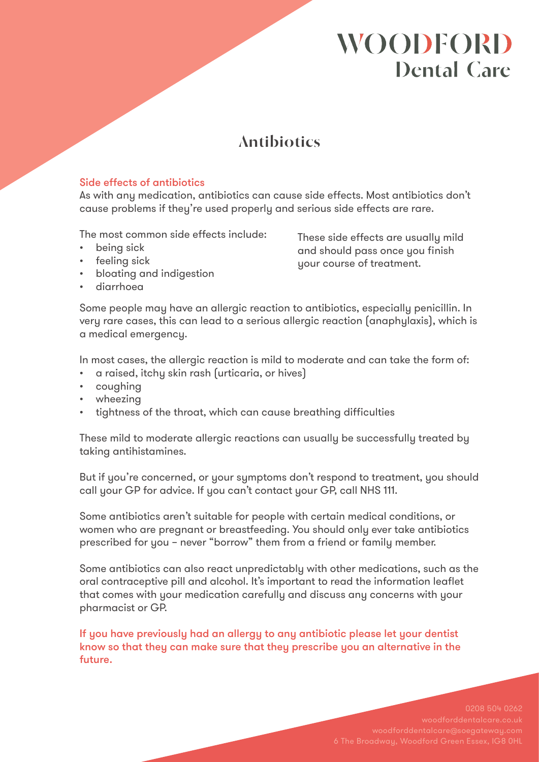# WOODFORD Dental Care

## Antibiotics

### Side effects of antibiotics

As with any medication, antibiotics can cause side effects. Most antibiotics don't cause problems if they're used properly and serious side effects are rare.

The most common side effects include:

- being sick
- feeling sick
- bloating and indigestion
- diarrhoea

These side effects are usually mild and should pass once you finish your course of treatment.

Some people may have an allergic reaction to antibiotics, especially penicillin. In very rare cases, this can lead to a serious allergic reaction (anaphylaxis), which is a medical emergency.

In most cases, the allergic reaction is mild to moderate and can take the form of:

- a raised, itchy skin rash (urticaria, or hives)
- coughing
- wheezing
- tightness of the throat, which can cause breathing difficulties

These mild to moderate allergic reactions can usually be successfully treated by taking antihistamines.

But if you're concerned, or your symptoms don't respond to treatment, you should call your GP for advice. If you can't contact your GP, call NHS 111.

Some antibiotics aren't suitable for people with certain medical conditions, or women who are pregnant or breastfeeding. You should only ever take antibiotics prescribed for you – never "borrow" them from a friend or family member.

Some antibiotics can also react unpredictably with other medications, such as the oral contraceptive pill and alcohol. It's important to read the information leaflet that comes with your medication carefully and discuss any concerns with your pharmacist or GP.

If you have previously had an allergy to any antibiotic please let your dentist know so that they can make sure that they prescribe you an alternative in the future.

0208 504 0262
woodforddentalcare.co.uk
woodforddentalcare@soegateway.com
6 The Broadway, Woodford Green Essex, IG8 0HL